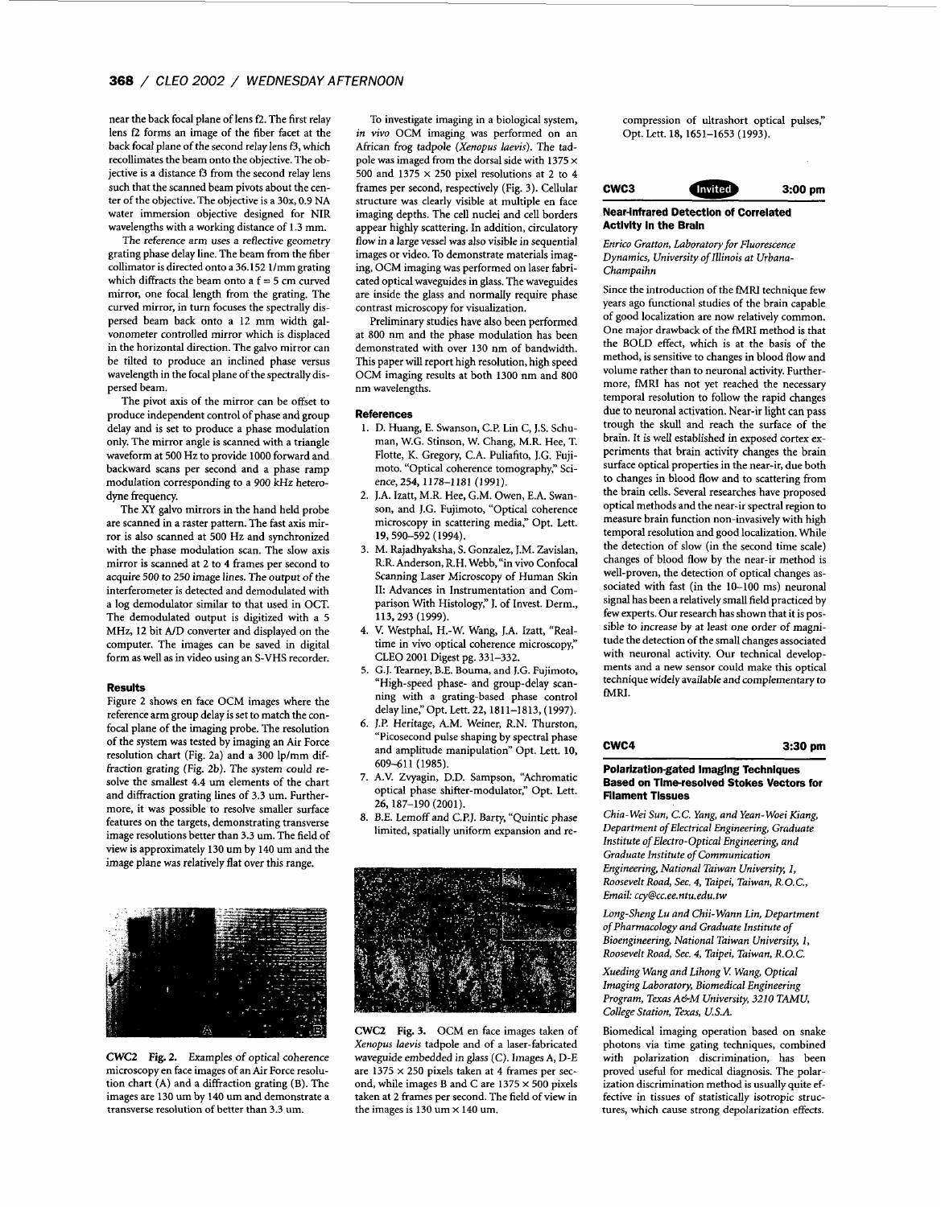near the back focal plane of lens f2. The first relay lens f2 forms an image of the fiber facet at the back focal plane of the second relay lens f3, which recollimates the beam onto the objective. The objective is a distance f3 from the second relay lens such that the scanned beam pivots about the center of the objective. The objective is a 30x, 0.9 NA water immersion objective designed for NIR wavelengths with a working distance of 1.3 mm.

The reference arm uses a reflective geometry grating phase delay line. The beam from the fiber collimator is directed onto a 36.152 1/mm grating which diffracts the beam onto a f = 5 cm curved mirror, one focal length from the grating. The curved mirror, in turn focuses the spectrally dispersed beam back onto a 12 mm width galvonometer controlled mirror which is displaced in the horizontal direction. The galvo mirror can be tilted to produce an inclined phase versus wavelength in the focal plane of the spectrally dispersed beam.

The pivot axis of the mirror can be offset to produce independent control of phase and group delay and is set to produce a phase modulation only. The mirror angle is scanned with a triangle waveform at 500 Hz to provide 1000 forward and backward scans per second and a phase ramp modulation corresponding to a 900 kHz heterodyne frequency.

The XY galvo mirrors in the hand held probe are scanned in a raster pattern. The fast axis mirror is also scanned at 500 Hz and synchronized with the phase modulation scan. The slow axis mirror is scanned at 2 to 4 frames per second to acquire 500 to 250 image lines. The output of the interferometer is detected and demodulated with a log demodulator similar to that used in OCT. The demodulated output is digitized with a 5 MHz, 12 bit A/D converter and displayed on the computer. The images can be saved in digital form as well as in video using an S-VHS recorder.

### Results

Figure 2 shows en face OCM images where the reference arm group delay is set to match the confocal plane of the imaging probe. The resolution of the system was tested by imaging an Air Force resolution chart (Fig. 2a) and a 300 lp/mm diffraction grating (Fig. 2b). The system could resolve the smallest 4.4 um elements of the chart and diffraction grating lines of 3.3 um. Furthermore, it was possible to resolve smaller surface features on the targets, demonstrating transverse image resolutions better than 3.3 um. The field of view is approximately 130 um by 140 um and the image plane was relatively flat over this range.

**CWC2 Fig. 2.** Examples of optical coherence microscopy en face images of an Air Force resolution chart (A) and a diffraction grating (B). The images are 130 um by 140 um and demonstrate a transverse resolution of better than 3.3 um.

To investigate imaging in a biological system, *in vivo* OCM imaging was performed on an African frog tadpole (*Xenopus laevis*). The tadpole was imaged from the dorsal side with 1375 × 500 and 1375 × 250 pixel resolutions at 2 to 4 frames per second, respectively (Fig. 3). Cellular structure was clearly visible at multiple en face imaging depths. The cell nuclei and cell borders appear highly scattering. In addition, circulatory flow in a large vessel was also visible in sequential images or video. To demonstrate materials imaging, OCM imaging was performed on laser fabricated optical waveguides in glass. The waveguides are inside the glass and normally require phase contrast microscopy for visualization.

Preliminary studies have also been performed at 800 nm and the phase modulation has been demonstrated with over 130 nm of bandwidth. This paper will report high resolution, high speed OCM imaging results at both 1300 nm and 800 nm wavelengths.

### References

1. D. Huang, E. Swanson, C.P. Lin C, J.S. Schuman, W.G. Stinson, W. Chang, M.R. Hee, T. Flotte, K. Gregory, C.A. Puliafito, J.G. Fujimoto. "Optical coherence tomography," Science, 254, 1178–1181 (1991).
2. J.A. Izatt, M.R. Hee, G.M. Owen, E.A. Swanson, and J.G. Fujimoto, "Optical coherence microscopy in scattering media," Opt. Lett. 19, 590–592 (1994).
3. M. Rajadhyaksha, S. Gonzalez, J.M. Zavislan, R.R. Anderson, R.H. Webb, "in vivo Confocal Scanning Laser Microscopy of Human Skin II: Advances in Instrumentation and Comparison With Histology," J. of Invest. Derm., 113, 293 (1999).
4. V. Westphal, H.-W. Wang, J.A. Izatt, "Real-time in vivo optical coherence microscopy," CLEO 2001 Digest pg. 331–332.
5. G.J. Tearney, B.E. Bouma, and J.G. Fujimoto, "High-speed phase- and group-delay scanning with a grating-based phase control delay line," Opt. Lett. 22, 1811–1813, (1997).
6. J.P. Heritage, A.M. Weiner, R.N. Thurston, "Picosecond pulse shaping by spectral phase and amplitude manipulation" Opt. Lett. 10, 609–611 (1985).
7. A.V. Zvyagin, D.D. Sampson, "Achromatic optical phase shifter-modulator," Opt. Lett. 26, 187–190 (2001).
8. B.E. Lemoff and C.P.J. Barty, "Quintic phase limited, spatially uniform expansion and recompression of ultrashort optical pulses," Opt. Lett. 18, 1651–1653 (1993).

**CWC2 Fig. 3.** OCM en face images taken of *Xenopus laevis* tadpole and of a laser-fabricated waveguide embedded in glass (C). Images A, D-E are 1375 × 250 pixels taken at 4 frames per second, while images B and C are 1375 × 500 pixels taken at 2 frames per second. The field of view in the images is 130 um × 140 um.

## CWC3 (Invited) 3:00 pm

### Near-Infrared Detection of Correlated Activity in the Brain

*Enrico Gratton, Laboratory for Fluorescence Dynamics, University of Illinois at Urbana-Champaihn*

Since the introduction of the fMRI technique few years ago functional studies of the brain capable of good localization are now relatively common. One major drawback of the fMRI method is that the BOLD effect, which is at the basis of the method, is sensitive to changes in blood flow and volume rather than to neuronal activity. Furthermore, fMRI has not yet reached the necessary temporal resolution to follow the rapid changes due to neuronal activation. Near-ir light can pass trough the skull and reach the surface of the brain. It is well established in exposed cortex experiments that brain activity changes the brain surface optical properties in the near-ir, due both to changes in blood flow and to scattering from the brain cells. Several researches have proposed optical methods and the near-ir spectral region to measure brain function non-invasively with high temporal resolution and good localization. While the detection of slow (in the second time scale) changes of blood flow by the near-ir method is well-proven, the detection of optical changes associated with fast (in the 10–100 ms) neuronal signal has been a relatively small field practiced by few experts. Our research has shown that it is possible to increase by at least one order of magnitude the detection of the small changes associated with neuronal activity. Our technical developments and a new sensor could make this optical technique widely available and complementary to fMRI.

## CWC4 3:30 pm

### Polarization-gated Imaging Techniques Based on Time-resolved Stokes Vectors for Filament Tissues

*Chia-Wei Sun, C.C. Yang, and Yean-Woei Kiang, Department of Electrical Engineering, Graduate Institute of Electro-Optical Engineering, and Graduate Institute of Communication Engineering, National Taiwan University, 1, Roosevelt Road, Sec. 4, Taipei, Taiwan, R.O.C., Email: ccy@cc.ee.ntu.edu.tw*

*Long-Sheng Lu and Chii-Wann Lin, Department of Pharmacology and Graduate Institute of Bioengineering, National Taiwan University, 1, Roosevelt Road, Sec. 4, Taipei, Taiwan, R.O.C.*

*Xueding Wang and Lihong V. Wang, Optical Imaging Laboratory, Biomedical Engineering Program, Texas A&M University, 3210 TAMU, College Station, Texas, U.S.A.*

Biomedical imaging operation based on snake photons via time gating techniques, combined with polarization discrimination, has been proved useful for medical diagnosis. The polarization discrimination method is usually quite effective in tissues of statistically isotropic structures, which cause strong depolarization effects.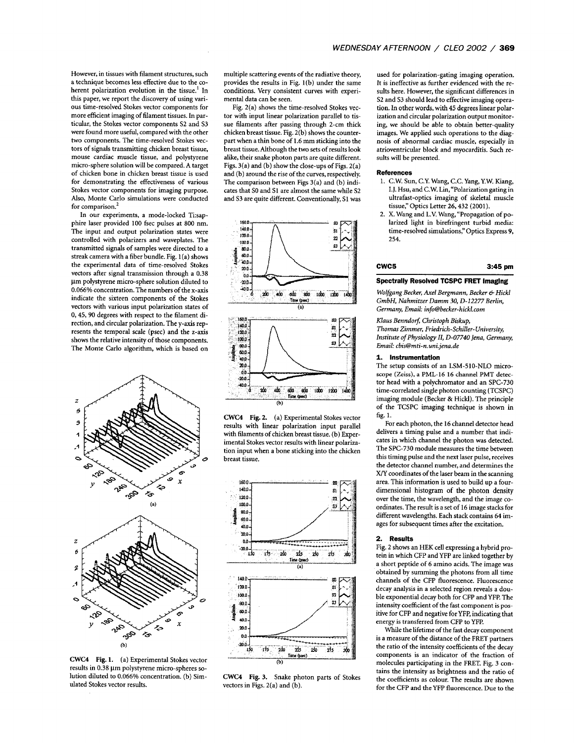However, in tissues with filament structures, such a technique becomes less effective due to the coherent polarization evolution in the tissue.[1] In this paper, we report the discovery of using various time-resolved Stokes vector components for more efficient imaging of filament tissues. In particular, the Stokes vector components S2 and S3 were found more useful, compared with the other two components. The time-resolved Stokes vectors of signals transmitting chicken breast tissue, mouse cardiac muscle tissue, and polystyrene micro-sphere solution will be compared. A target of chicken bone in chicken breast tissue is used for demonstrating the effectiveness of various Stokes vector components for imaging purpose. Also, Monte Carlo simulations were conducted for comparison.[2]

In our experiments, a mode-locked Ti:sapphire laser provided 100 fsec pulses at 800 nm. The input and output polarization states were controlled with polarizers and waveplates. The transmitted signals of samples were directed to a streak camera with a fiber bundle. Fig. 1(a) shows the experimental data of time-resolved Stokes vectors after signal transmission through a 0.38 μm polystyrene micro-sphere solution diluted to 0.066% concentration. The numbers of the x-axis indicate the sixteen components of the Stokes vectors with various input polarization states of 0, 45, 90 degrees with respect to the filament direction, and circular polarization. The y-axis represents the temporal scale (psec) and the z-axis shows the relative intensity of those components. The Monte Carlo algorithm, which is based on multiple scattering events of the radiative theory, provides the results in Fig. 1(b) under the same conditions. Very consistent curves with experimental data can be seen.

Fig. 2(a) shows the time-resolved Stokes vector with input linear polarization parallel to tissue filaments after passing through 2-cm thick chicken breast tissue. Fig. 2(b) shows the counterpart when a thin bone of 1.6 mm sticking into the breast tissue. Although the two sets of results look alike, their snake photon parts are quite different. Figs. 3(a) and (b) show the close-ups of Figs. 2(a) and (b) around the rise of the curves, respectively. The comparison between Figs 3(a) and (b) indicates that S0 and S1 are almost the same while S2 and S3 are quite different. Conventionally, S1 was used for polarization-gating imaging operation. It is ineffective as further evidenced with the results here. However, the significant differences in S2 and S3 should lead to effective imaging operation. In other words, with 45 degrees linear polarization and circular polarization output monitoring, we should be able to obtain better-quality images. We applied such operations to the diagnosis of abnormal cardiac muscle, especially in atrioventricular block and myocarditis. Such results will be presented.

z
5
3
1
-1
0
60
120
180
240
300
y
x
15
(a)

z
5
2
-1
0
60
120
180
240
300
y
x
15
(b)

CWC4 Fig. 1. (a) Experimental Stokes vector results in 0.38 μm polystyrene micro-spheres solution diluted to 0.066% concentration. (b) Simulated Stokes vector results.

160.0
140.0
120.0
100.0
80.0
60.0
40.0
20.0
0.0
-20.0
-40.0
0 200 400 600 800 1000 1200 1400
Time (psec)
Amplitude
S0 S1 S2 S3
(a)

160.0
140.0
120.0
100.0
80.0
60.0
40.0
20.0
0.0
-20.0
-40.0
0 200 400 600 800 1000 1200 1400
Time (psec)
Amplitude
S0 S1 S2 S3
(b)

CWC4 Fig. 2. (a) Experimental Stokes vector results with linear polarization input parallel with filaments of chicken breast tissue. (b) Experimental Stokes vector results with linear polarization input when a bone sticking into the chicken breast tissue.

160.0
140.0
120.0
100.0
80.0
60.0
40.0
20.0
0.0
-20.0
150 175 200 225 250 275 300
Time (psec)
Amplitude
S0 S1 S2 S3
(a)

140.0
120.0
100.0
80.0
60.0
40.0
20.0
0.0
-20.0
150 175 200 225 250 275 300
Time (psec)
Amplitude
S0 S1 S2 S3
(b)

CWC4 Fig. 3. Snake photon parts of Stokes vectors in Figs. 2(a) and (b).

### References

1. C.W. Sun, C.Y. Wang, C.C. Yang, Y.W. Kiang, I.J. Hsu, and C.W. Lin, "Polarization gating in ultrafast-optics imaging of skeletal muscle tissue," Optics Letter 26, 432 (2001).
2. X. Wang and L.V. Wang, "Propagation of polarized light in birefringent turbid media: time-resolved simulations," Optics Express 9, 254.

## CWC5 3:45 pm

## Spectrally Resolved TCSPC FRET Imaging

*Wolfgang Becker, Axel Bergmann, Becker & Hickl GmbH, Nahmitzer Damm 30, D-12277 Berlin, Germany, Email: info@becker-hickl.com*

*Klaus Benndorf, Christoph Biskup, Thomas Zimmer, Friedrich-Schiller-University, Institute of Physiology II, D-07740 Jena, Germany, Email: cbis@mti-n.uni-jena.de*

### 1. Instrumentation

The setup consists of an LSM-510-NLO microscope (Zeiss), a PML-16 16 channel PMT detector head with a polychromator and an SPC-730 time-correlated single photon counting (TCSPC) imaging module (Becker & Hickl). The principle of the TCSPC imaging technique is shown in fig. 1.

For each photon, the 16 channel detector head delivers a timing pulse and a number that indicates in which channel the photon was detected. The SPC-730 module measures the time between this timing pulse and the next laser pulse, receives the detector channel number, and determines the X/Y coordinates of the laser beam in the scanning area. This information is used to build up a four-dimensional histogram of the photon density over the time, the wavelength, and the image coordinates. The result is a set of 16 image stacks for different wavelengths. Each stack contains 64 images for subsequent times after the excitation.

### 2. Results

Fig. 2 shows an HEK cell expressing a hybrid protein in which CFP and YFP are linked together by a short peptide of 6 amino acids. The image was obtained by summing the photons from all time channels of the CFP fluorescence. Fluorescence decay analysis in a selected region reveals a double exponential decay both for CFP and YFP. The intensity coefficient of the fast component is positive for CFP and negative for YFP, indicating that energy is transferred from CFP to YFP.

While the lifetime of the fast decay component is a measure of the distance of the FRET partners the ratio of the intensity coefficients of the decay components is an indicator of the fraction of molecules participating in the FRET. Fig. 3 contains the intensity as brightness and the ratio of the coefficients as colour. The results are shown for the CFP and the YFP fluorescence. Due to the